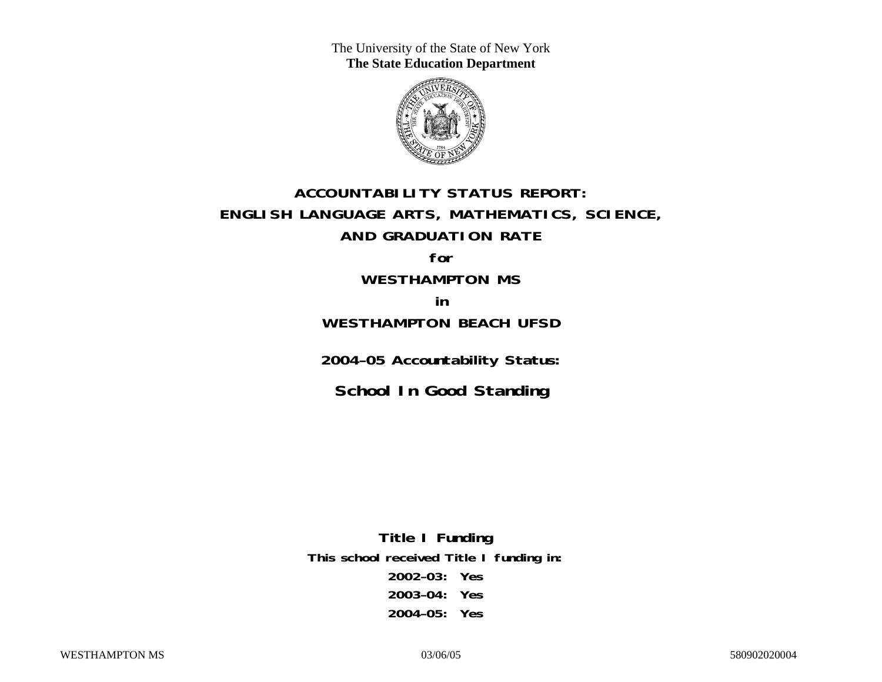The University of the State of New York
**The State Education Department**

# ACCOUNTABILITY STATUS REPORT: ENGLISH LANGUAGE ARTS, MATHEMATICS, SCIENCE, AND GRADUATION RATE

**for**

## WESTHAMPTON MS

**in**

## WESTHAMPTON BEACH UFSD

**2004–05 Accountability Status:**

## School In Good Standing

**Title I Funding**

**This school received Title I funding in:**

**2002–03: Yes**

**2003–04: Yes**

**2004–05: Yes**

WESTHAMPTON MS 03/06/05 580902020004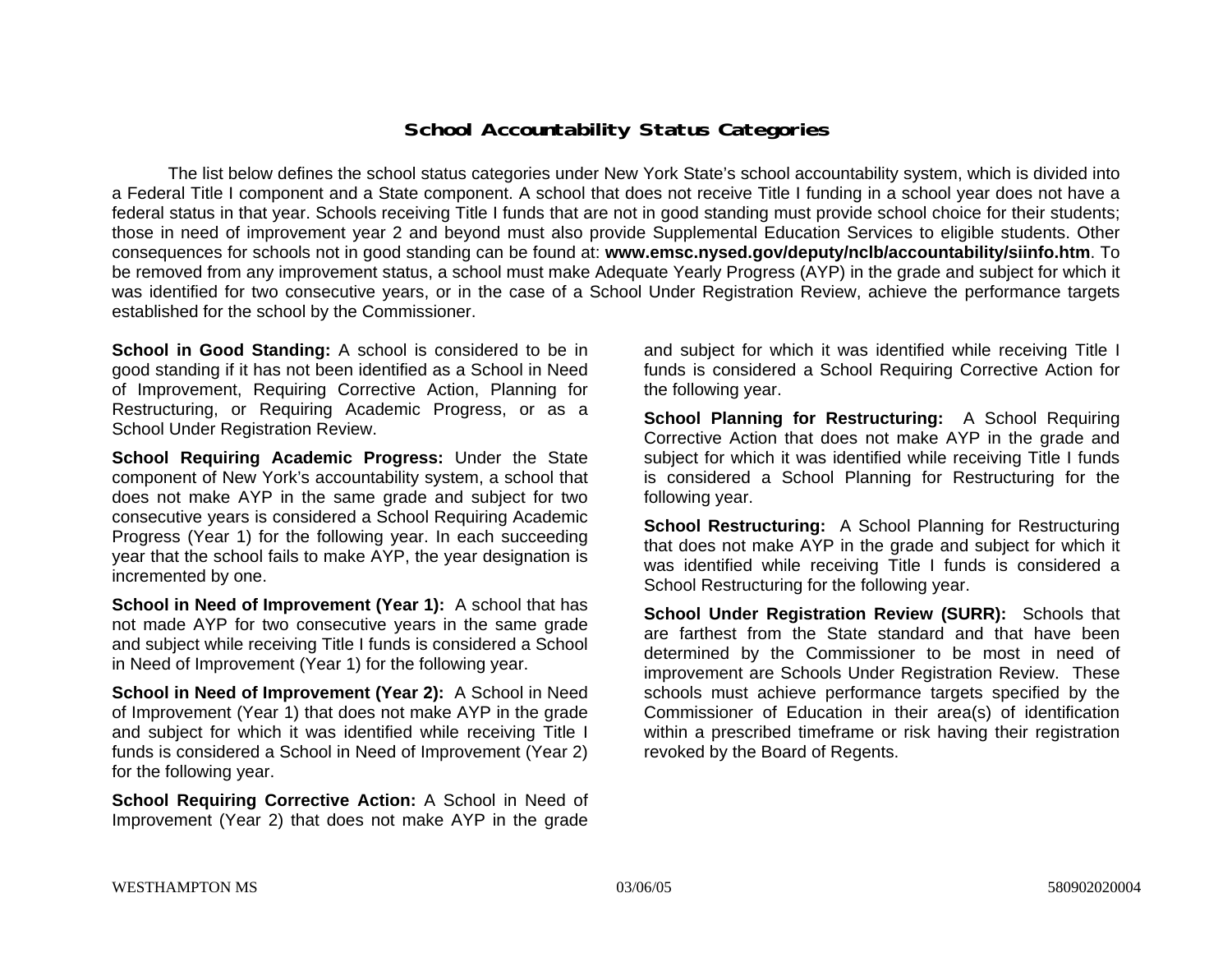## School Accountability Status Categories

The list below defines the school status categories under New York State's school accountability system, which is divided into a Federal Title I component and a State component. A school that does not receive Title I funding in a school year does not have a federal status in that year. Schools receiving Title I funds that are not in good standing must provide school choice for their students; those in need of improvement year 2 and beyond must also provide Supplemental Education Services to eligible students. Other consequences for schools not in good standing can be found at: **www.emsc.nysed.gov/deputy/nclb/accountability/siinfo.htm**. To be removed from any improvement status, a school must make Adequate Yearly Progress (AYP) in the grade and subject for which it was identified for two consecutive years, or in the case of a School Under Registration Review, achieve the performance targets established for the school by the Commissioner.

**School in Good Standing:** A school is considered to be in good standing if it has not been identified as a School in Need of Improvement, Requiring Corrective Action, Planning for Restructuring, or Requiring Academic Progress, or as a School Under Registration Review.

**School Requiring Academic Progress:** Under the State component of New York's accountability system, a school that does not make AYP in the same grade and subject for two consecutive years is considered a School Requiring Academic Progress (Year 1) for the following year. In each succeeding year that the school fails to make AYP, the year designation is incremented by one.

**School in Need of Improvement (Year 1):** A school that has not made AYP for two consecutive years in the same grade and subject while receiving Title I funds is considered a School in Need of Improvement (Year 1) for the following year.

**School in Need of Improvement (Year 2):** A School in Need of Improvement (Year 1) that does not make AYP in the grade and subject for which it was identified while receiving Title I funds is considered a School in Need of Improvement (Year 2) for the following year.

**School Requiring Corrective Action:** A School in Need of Improvement (Year 2) that does not make AYP in the grade and subject for which it was identified while receiving Title I funds is considered a School Requiring Corrective Action for the following year.

**School Planning for Restructuring:** A School Requiring Corrective Action that does not make AYP in the grade and subject for which it was identified while receiving Title I funds is considered a School Planning for Restructuring for the following year.

**School Restructuring:** A School Planning for Restructuring that does not make AYP in the grade and subject for which it was identified while receiving Title I funds is considered a School Restructuring for the following year.

**School Under Registration Review (SURR):** Schools that are farthest from the State standard and that have been determined by the Commissioner to be most in need of improvement are Schools Under Registration Review. These schools must achieve performance targets specified by the Commissioner of Education in their area(s) of identification within a prescribed timeframe or risk having their registration revoked by the Board of Regents.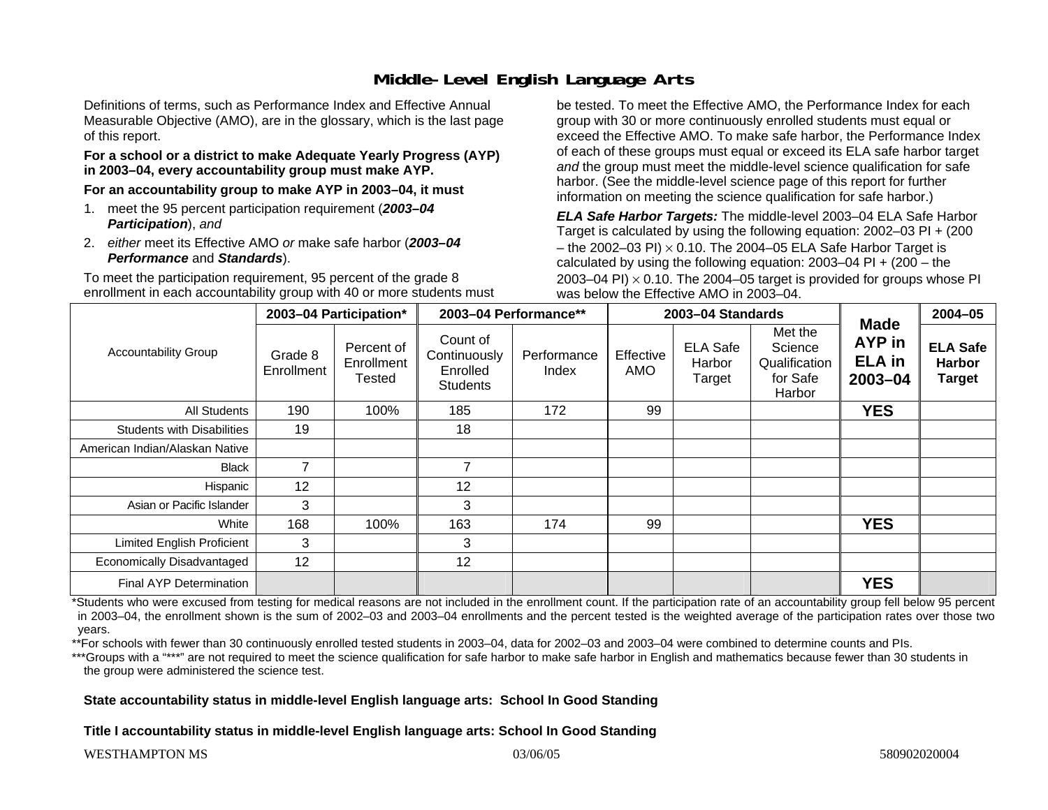# Middle-Level English Language Arts

Definitions of terms, such as Performance Index and Effective Annual Measurable Objective (AMO), are in the glossary, which is the last page of this report.

**For a school or a district to make Adequate Yearly Progress (AYP) in 2003–04, every accountability group must make AYP.**

**For an accountability group to make AYP in 2003–04, it must**

1. meet the 95 percent participation requirement (***2003–04 Participation***), *and*
2. *either* meet its Effective AMO *or* make safe harbor (***2003–04 Performance*** and ***Standards***).

To meet the participation requirement, 95 percent of the grade 8 enrollment in each accountability group with 40 or more students must be tested. To meet the Effective AMO, the Performance Index for each group with 30 or more continuously enrolled students must equal or exceed the Effective AMO. To make safe harbor, the Performance Index of each of these groups must equal or exceed its ELA safe harbor target *and* the group must meet the middle-level science qualification for safe harbor. (See the middle-level science page of this report for further information on meeting the science qualification for safe harbor.)

***ELA Safe Harbor Targets:*** The middle-level 2003–04 ELA Safe Harbor Target is calculated by using the following equation: 2002–03 PI + (200 – the 2002–03 PI) $\times$ 0.10. The 2004–05 ELA Safe Harbor Target is calculated by using the following equation: 2003–04 PI + (200 – the 2003–04 PI) $\times$ 0.10. The 2004–05 target is provided for groups whose PI was below the Effective AMO in 2003–04.

| Accountability Group | 2003–04 Participation* | | 2003–04 Performance** | | 2003–04 Standards | | | Made AYP in ELA in 2003–04 | 2004–05 |
|---|---|---|---|---|---|---|---|---|---|
| | Grade 8 Enrollment | Percent of Enrollment Tested | Count of Continuously Enrolled Students | Performance Index | Effective AMO | ELA Safe Harbor Target | Met the Science Qualification for Safe Harbor | | ELA Safe Harbor Target |
| All Students | 190 | 100% | 185 | 172 | 99 | | | **YES** | |
| Students with Disabilities | 19 | | 18 | | | | | | |
| American Indian/Alaskan Native | | | | | | | | | |
| Black | 7 | | 7 | | | | | | |
| Hispanic | 12 | | 12 | | | | | | |
| Asian or Pacific Islander | 3 | | 3 | | | | | | |
| White | 168 | 100% | 163 | 174 | 99 | | | **YES** | |
| Limited English Proficient | 3 | | 3 | | | | | | |
| Economically Disadvantaged | 12 | | 12 | | | | | | |
| Final AYP Determination | | | | | | | | **YES** | |

*Students who were excused from testing for medical reasons are not included in the enrollment count. If the participation rate of an accountability group fell below 95 percent in 2003–04, the enrollment shown is the sum of 2002–03 and 2003–04 enrollments and the percent tested is the weighted average of the participation rates over those two years.

**For schools with fewer than 30 continuously enrolled tested students in 2003–04, data for 2002–03 and 2003–04 were combined to determine counts and PIs.

***Groups with a "***" are not required to meet the science qualification for safe harbor to make safe harbor in English and mathematics because fewer than 30 students in the group were administered the science test.

**State accountability status in middle-level English language arts: School In Good Standing**

**Title I accountability status in middle-level English language arts: School In Good Standing**

WESTHAMPTON MS 03/06/05 580902020004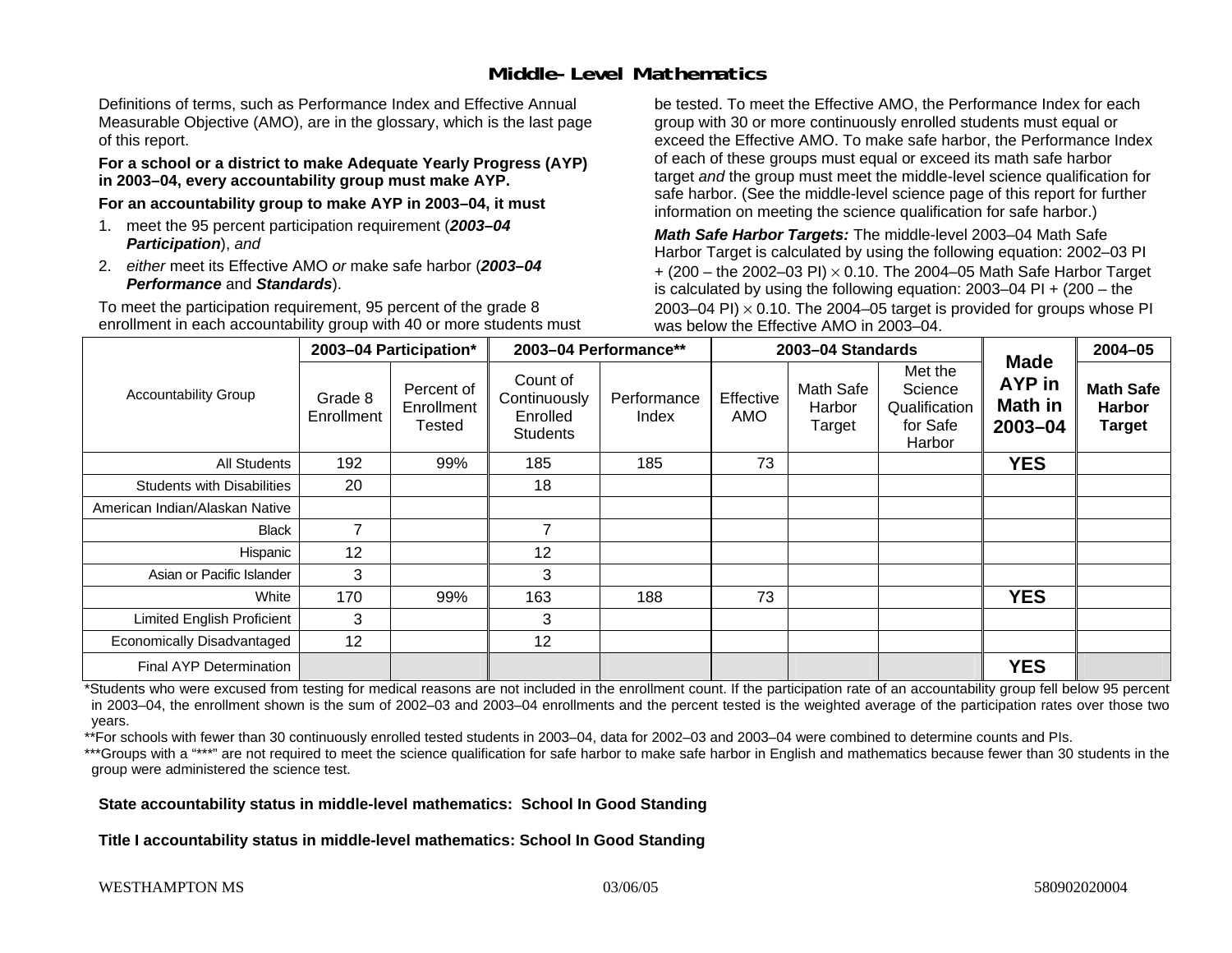# Middle-Level Mathematics

Definitions of terms, such as Performance Index and Effective Annual Measurable Objective (AMO), are in the glossary, which is the last page of this report.

**For a school or a district to make Adequate Yearly Progress (AYP) in 2003–04, every accountability group must make AYP.**

**For an accountability group to make AYP in 2003–04, it must**

1. meet the 95 percent participation requirement (***2003–04 Participation***), *and*
2. *either* meet its Effective AMO *or* make safe harbor (***2003–04 Performance*** and ***Standards***).

To meet the participation requirement, 95 percent of the grade 8 enrollment in each accountability group with 40 or more students must be tested. To meet the Effective AMO, the Performance Index for each group with 30 or more continuously enrolled students must equal or exceed the Effective AMO. To make safe harbor, the Performance Index of each of these groups must equal or exceed its math safe harbor target *and* the group must meet the middle-level science qualification for safe harbor. (See the middle-level science page of this report for further information on meeting the science qualification for safe harbor.)

***Math Safe Harbor Targets:*** The middle-level 2003–04 Math Safe Harbor Target is calculated by using the following equation: 2002–03 PI + (200 – the 2002–03 PI) $\times$ 0.10. The 2004–05 Math Safe Harbor Target is calculated by using the following equation: 2003–04 PI + (200 – the 2003–04 PI) $\times$ 0.10. The 2004–05 target is provided for groups whose PI was below the Effective AMO in 2003–04.

| Accountability Group | 2003–04 Participation* | | 2003–04 Performance** | | 2003–04 Standards | | | Made AYP in Math in 2003–04 | 2004–05 |
|---|---|---|---|---|---|---|---|---|---|
| | Grade 8 Enrollment | Percent of Enrollment Tested | Count of Continuously Enrolled Students | Performance Index | Effective AMO | Math Safe Harbor Target | Met the Science Qualification for Safe Harbor | | **Math Safe Harbor Target** |
| All Students | 192 | 99% | 185 | 185 | 73 | | | **YES** | |
| Students with Disabilities | 20 | | 18 | | | | | | |
| American Indian/Alaskan Native | | | | | | | | | |
| Black | 7 | | 7 | | | | | | |
| Hispanic | 12 | | 12 | | | | | | |
| Asian or Pacific Islander | 3 | | 3 | | | | | | |
| White | 170 | 99% | 163 | 188 | 73 | | | **YES** | |
| Limited English Proficient | 3 | | 3 | | | | | | |
| Economically Disadvantaged | 12 | | 12 | | | | | | |
| Final AYP Determination | | | | | | | | **YES** | |

*Students who were excused from testing for medical reasons are not included in the enrollment count. If the participation rate of an accountability group fell below 95 percent in 2003–04, the enrollment shown is the sum of 2002–03 and 2003–04 enrollments and the percent tested is the weighted average of the participation rates over those two years.

**For schools with fewer than 30 continuously enrolled tested students in 2003–04, data for 2002–03 and 2003–04 were combined to determine counts and PIs.

***Groups with a "***" are not required to meet the science qualification for safe harbor to make safe harbor in English and mathematics because fewer than 30 students in the group were administered the science test.

**State accountability status in middle-level mathematics: School In Good Standing**

**Title I accountability status in middle-level mathematics: School In Good Standing**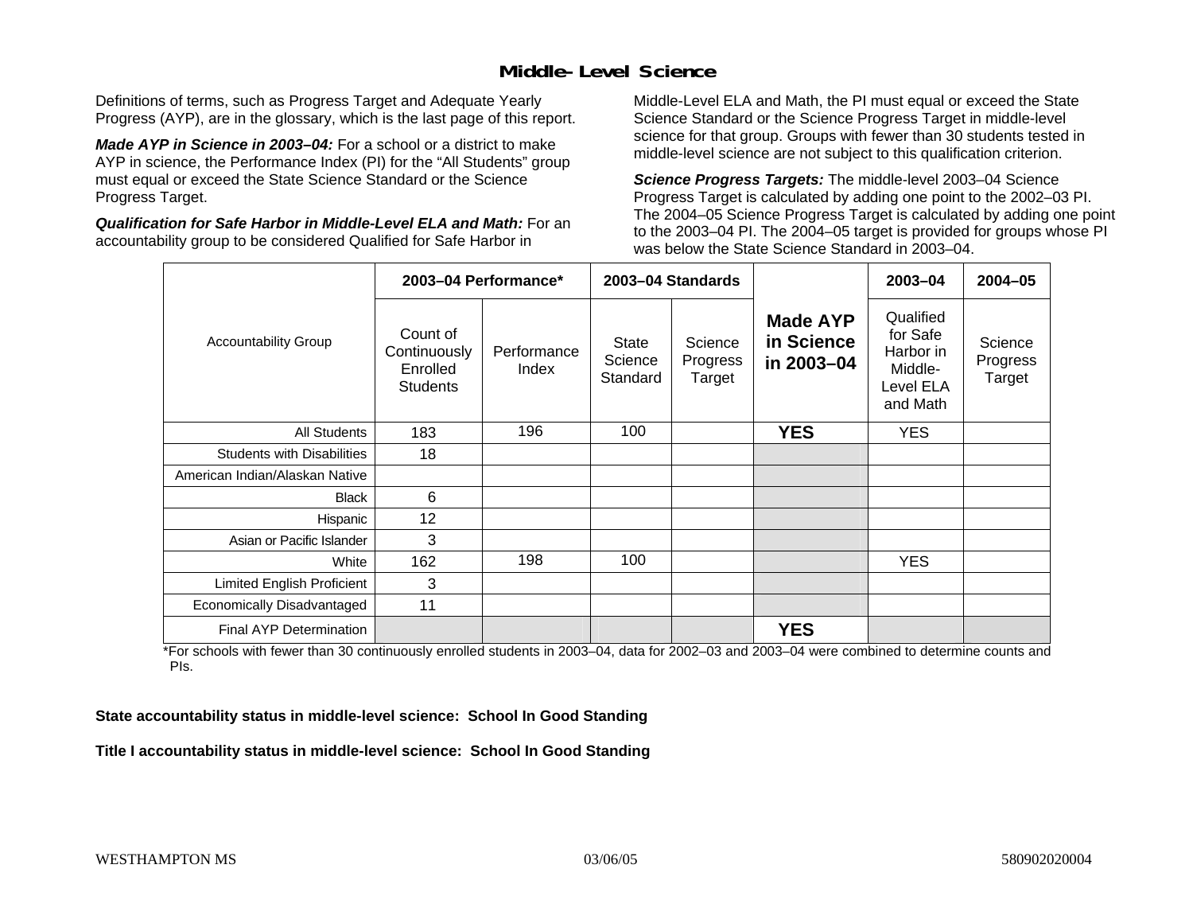## Middle-Level Science

Definitions of terms, such as Progress Target and Adequate Yearly Progress (AYP), are in the glossary, which is the last page of this report.

***Made AYP in Science in 2003–04:*** For a school or a district to make AYP in science, the Performance Index (PI) for the "All Students" group must equal or exceed the State Science Standard or the Science Progress Target.

***Qualification for Safe Harbor in Middle-Level ELA and Math:*** For an accountability group to be considered Qualified for Safe Harbor in Middle-Level ELA and Math, the PI must equal or exceed the State Science Standard or the Science Progress Target in middle-level science for that group. Groups with fewer than 30 students tested in middle-level science are not subject to this qualification criterion.

***Science Progress Targets:*** The middle-level 2003–04 Science Progress Target is calculated by adding one point to the 2002–03 PI. The 2004–05 Science Progress Target is calculated by adding one point to the 2003–04 PI. The 2004–05 target is provided for groups whose PI was below the State Science Standard in 2003–04.

| Accountability Group | 2003–04 Performance* | | 2003–04 Standards | | Made AYP in Science in 2003–04 | 2003–04 | 2004–05 |
|---|---|---|---|---|---|---|---|
| | Count of Continuously Enrolled Students | Performance Index | State Science Standard | Science Progress Target | | Qualified for Safe Harbor in Middle-Level ELA and Math | Science Progress Target |
| All Students | 183 | 196 | 100 | | **YES** | YES | |
| Students with Disabilities | 18 | | | | | | |
| American Indian/Alaskan Native | | | | | | | |
| Black | 6 | | | | | | |
| Hispanic | 12 | | | | | | |
| Asian or Pacific Islander | 3 | | | | | | |
| White | 162 | 198 | 100 | | | YES | |
| Limited English Proficient | 3 | | | | | | |
| Economically Disadvantaged | 11 | | | | | | |
| Final AYP Determination | | | | | **YES** | | |

*For schools with fewer than 30 continuously enrolled students in 2003–04, data for 2002–03 and 2003–04 were combined to determine counts and PIs.

**State accountability status in middle-level science: School In Good Standing**

**Title I accountability status in middle-level science: School In Good Standing**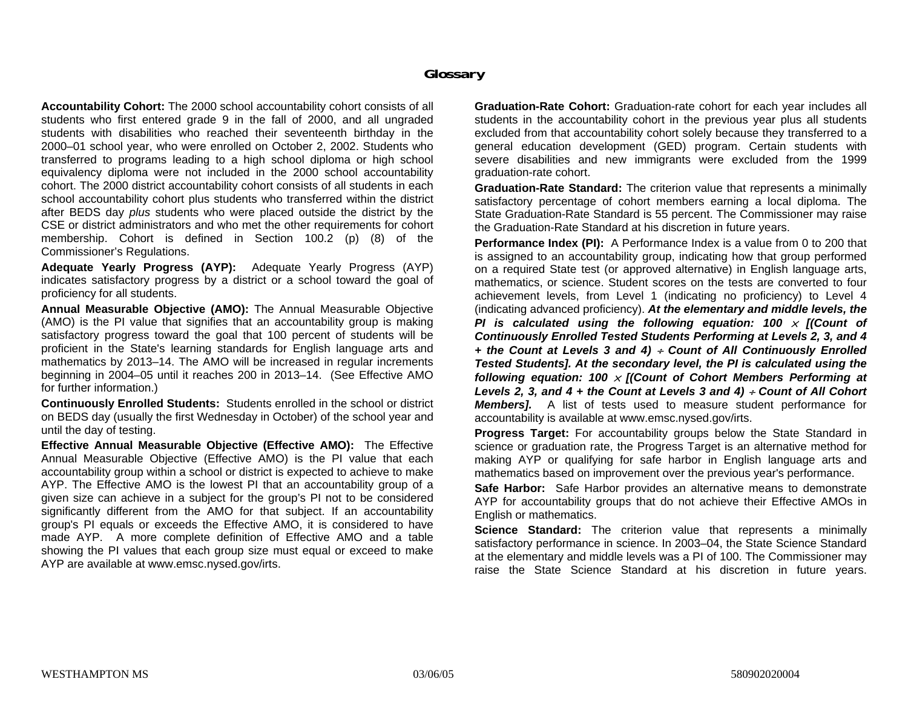## Glossary

**Accountability Cohort:** The 2000 school accountability cohort consists of all students who first entered grade 9 in the fall of 2000, and all ungraded students with disabilities who reached their seventeenth birthday in the 2000–01 school year, who were enrolled on October 2, 2002. Students who transferred to programs leading to a high school diploma or high school equivalency diploma were not included in the 2000 school accountability cohort. The 2000 district accountability cohort consists of all students in each school accountability cohort plus students who transferred within the district after BEDS day *plus* students who were placed outside the district by the CSE or district administrators and who met the other requirements for cohort membership. Cohort is defined in Section 100.2 (p) (8) of the Commissioner's Regulations.

**Adequate Yearly Progress (AYP):** Adequate Yearly Progress (AYP) indicates satisfactory progress by a district or a school toward the goal of proficiency for all students.

**Annual Measurable Objective (AMO):** The Annual Measurable Objective (AMO) is the PI value that signifies that an accountability group is making satisfactory progress toward the goal that 100 percent of students will be proficient in the State's learning standards for English language arts and mathematics by 2013–14. The AMO will be increased in regular increments beginning in 2004–05 until it reaches 200 in 2013–14. (See Effective AMO for further information.)

**Continuously Enrolled Students:** Students enrolled in the school or district on BEDS day (usually the first Wednesday in October) of the school year and until the day of testing.

**Effective Annual Measurable Objective (Effective AMO):** The Effective Annual Measurable Objective (Effective AMO) is the PI value that each accountability group within a school or district is expected to achieve to make AYP. The Effective AMO is the lowest PI that an accountability group of a given size can achieve in a subject for the group's PI not to be considered significantly different from the AMO for that subject. If an accountability group's PI equals or exceeds the Effective AMO, it is considered to have made AYP. A more complete definition of Effective AMO and a table showing the PI values that each group size must equal or exceed to make AYP are available at www.emsc.nysed.gov/irts.

**Graduation-Rate Cohort:** Graduation-rate cohort for each year includes all students in the accountability cohort in the previous year plus all students excluded from that accountability cohort solely because they transferred to a general education development (GED) program. Certain students with severe disabilities and new immigrants were excluded from the 1999 graduation-rate cohort.

**Graduation-Rate Standard:** The criterion value that represents a minimally satisfactory percentage of cohort members earning a local diploma. The State Graduation-Rate Standard is 55 percent. The Commissioner may raise the Graduation-Rate Standard at his discretion in future years.

**Performance Index (PI):** A Performance Index is a value from 0 to 200 that is assigned to an accountability group, indicating how that group performed on a required State test (or approved alternative) in English language arts, mathematics, or science. Student scores on the tests are converted to four achievement levels, from Level 1 (indicating no proficiency) to Level 4 (indicating advanced proficiency). ***At the elementary and middle levels, the PI is calculated using the following equation: 100 × [(Count of Continuously Enrolled Tested Students Performing at Levels 2, 3, and 4 + the Count at Levels 3 and 4) ÷ Count of All Continuously Enrolled Tested Students]. At the secondary level, the PI is calculated using the following equation: 100 × [(Count of Cohort Members Performing at Levels 2, 3, and 4 + the Count at Levels 3 and 4) ÷ Count of All Cohort Members].*** A list of tests used to measure student performance for accountability is available at www.emsc.nysed.gov/irts.

**Progress Target:** For accountability groups below the State Standard in science or graduation rate, the Progress Target is an alternative method for making AYP or qualifying for safe harbor in English language arts and mathematics based on improvement over the previous year's performance.

**Safe Harbor:** Safe Harbor provides an alternative means to demonstrate AYP for accountability groups that do not achieve their Effective AMOs in English or mathematics.

**Science Standard:** The criterion value that represents a minimally satisfactory performance in science. In 2003–04, the State Science Standard at the elementary and middle levels was a PI of 100. The Commissioner may raise the State Science Standard at his discretion in future years.